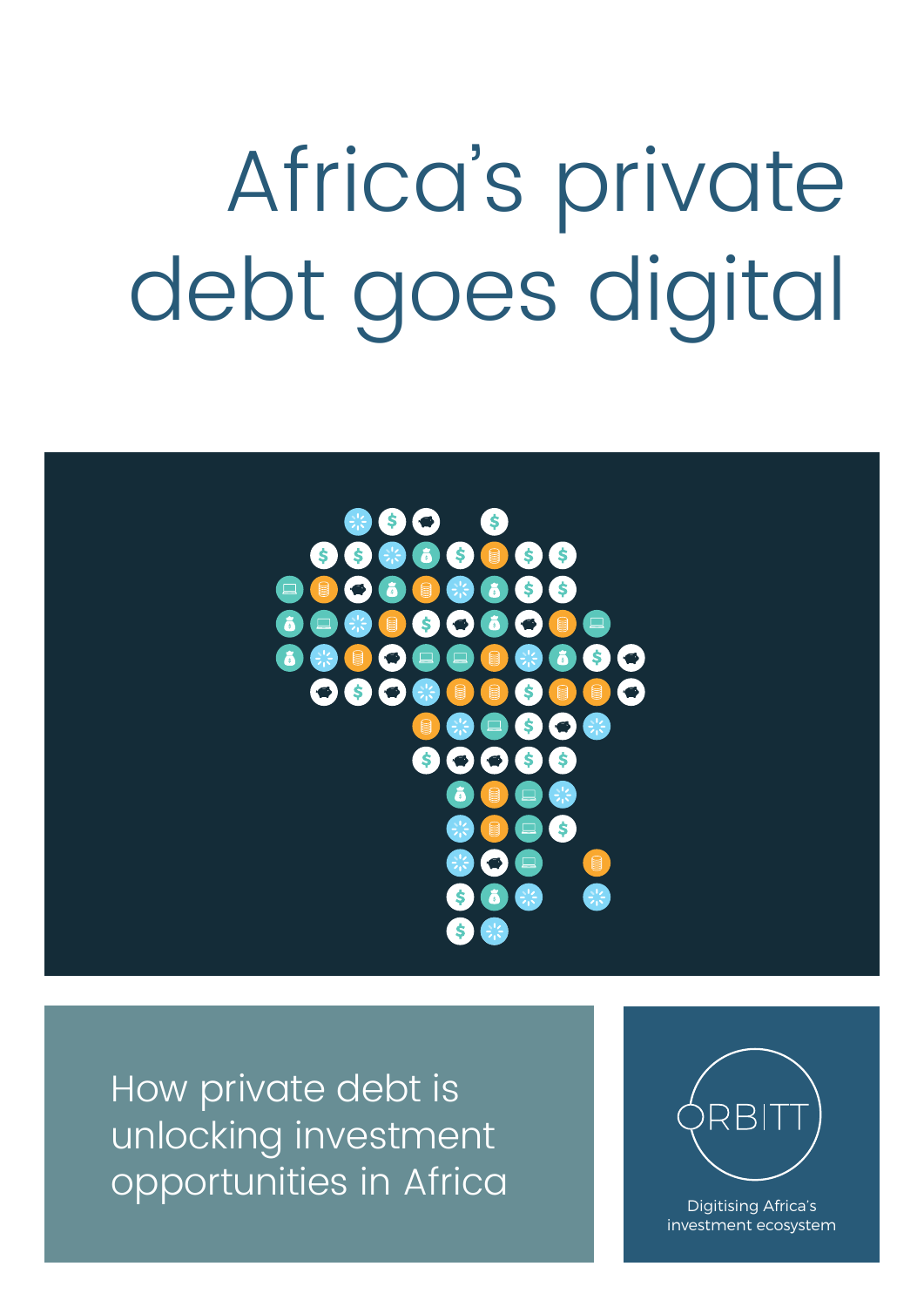# Africa's private debt goes digital

How private debt is unlocking investment opportunities in Africa

ORBITT

Digitising Africa's investment ecosystem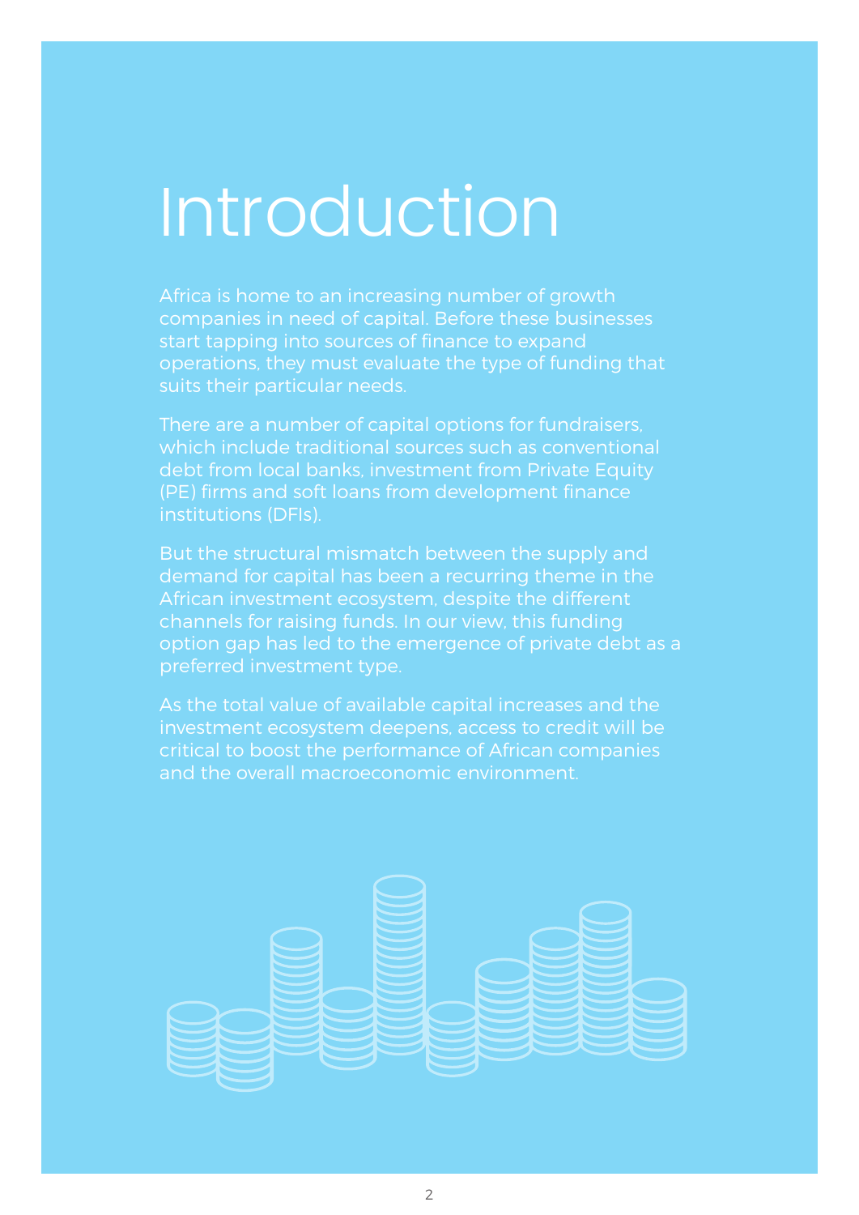# Introduction

Africa is home to an increasing number of growth companies in need of capital. Before these businesses start tapping into sources of finance to expand operations, they must evaluate the type of funding that suits their particular needs.

There are a number of capital options for fundraisers, which include traditional sources such as conventional debt from local banks, investment from Private Equity (PE) firms and soft loans from development finance institutions (DFIs).

But the structural mismatch between the supply and demand for capital has been a recurring theme in the African investment ecosystem, despite the different channels for raising funds. In our view, this funding option gap has led to the emergence of private debt as a preferred investment type.

As the total value of available capital increases and the investment ecosystem deepens, access to credit will be critical to boost the performance of African companies and the overall macroeconomic environment.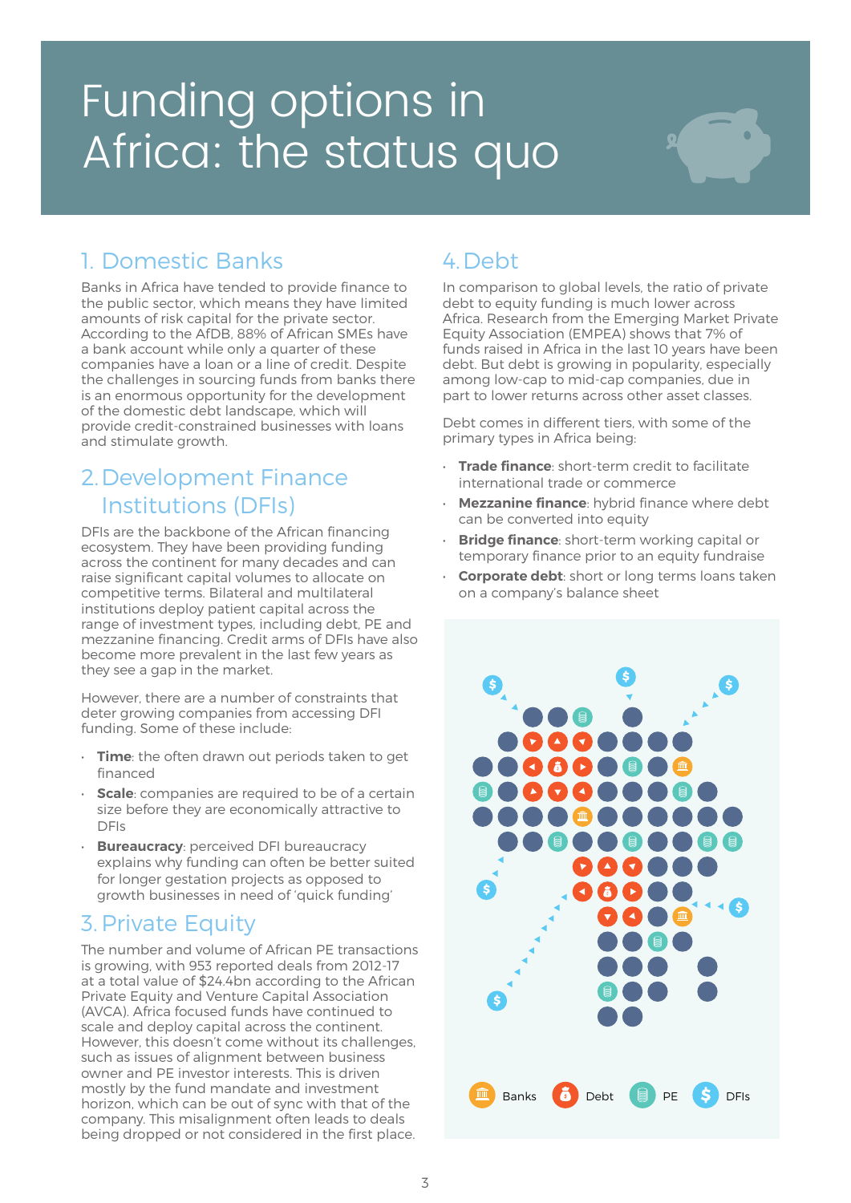# Funding options in Africa: the status quo

## 1. Domestic Banks

Banks in Africa have tended to provide finance to the public sector, which means they have limited amounts of risk capital for the private sector. According to the AfDB, 88% of African SMEs have a bank account while only a quarter of these companies have a loan or a line of credit. Despite the challenges in sourcing funds from banks there is an enormous opportunity for the development of the domestic debt landscape, which will provide credit-constrained businesses with loans and stimulate growth.

## 2. Development Finance Institutions (DFIs)

DFIs are the backbone of the African financing ecosystem. They have been providing funding across the continent for many decades and can raise significant capital volumes to allocate on competitive terms. Bilateral and multilateral institutions deploy patient capital across the range of investment types, including debt, PE and mezzanine financing. Credit arms of DFIs have also become more prevalent in the last few years as they see a gap in the market.

However, there are a number of constraints that deter growing companies from accessing DFI funding. Some of these include:

- **Time**: the often drawn out periods taken to get financed
- **Scale**: companies are required to be of a certain size before they are economically attractive to DFIs
- **Bureaucracy**: perceived DFI bureaucracy explains why funding can often be better suited for longer gestation projects as opposed to growth businesses in need of 'quick funding'

## 3. Private Equity

The number and volume of African PE transactions is growing, with 953 reported deals from 2012-17 at a total value of $24.4bn according to the African Private Equity and Venture Capital Association (AVCA). Africa focused funds have continued to scale and deploy capital across the continent. However, this doesn't come without its challenges, such as issues of alignment between business owner and PE investor interests. This is driven mostly by the fund mandate and investment horizon, which can be out of sync with that of the company. This misalignment often leads to deals being dropped or not considered in the first place.

## 4. Debt

In comparison to global levels, the ratio of private debt to equity funding is much lower across Africa. Research from the Emerging Market Private Equity Association (EMPEA) shows that 7% of funds raised in Africa in the last 10 years have been debt. But debt is growing in popularity, especially among low-cap to mid-cap companies, due in part to lower returns across other asset classes.

Debt comes in different tiers, with some of the primary types in Africa being:

- **Trade finance**: short-term credit to facilitate international trade or commerce
- **Mezzanine finance**: hybrid finance where debt can be converted into equity
- **Bridge finance**: short-term working capital or temporary finance prior to an equity fundraise
- **Corporate debt**: short or long terms loans taken on a company's balance sheet

Banks Debt PE DFIs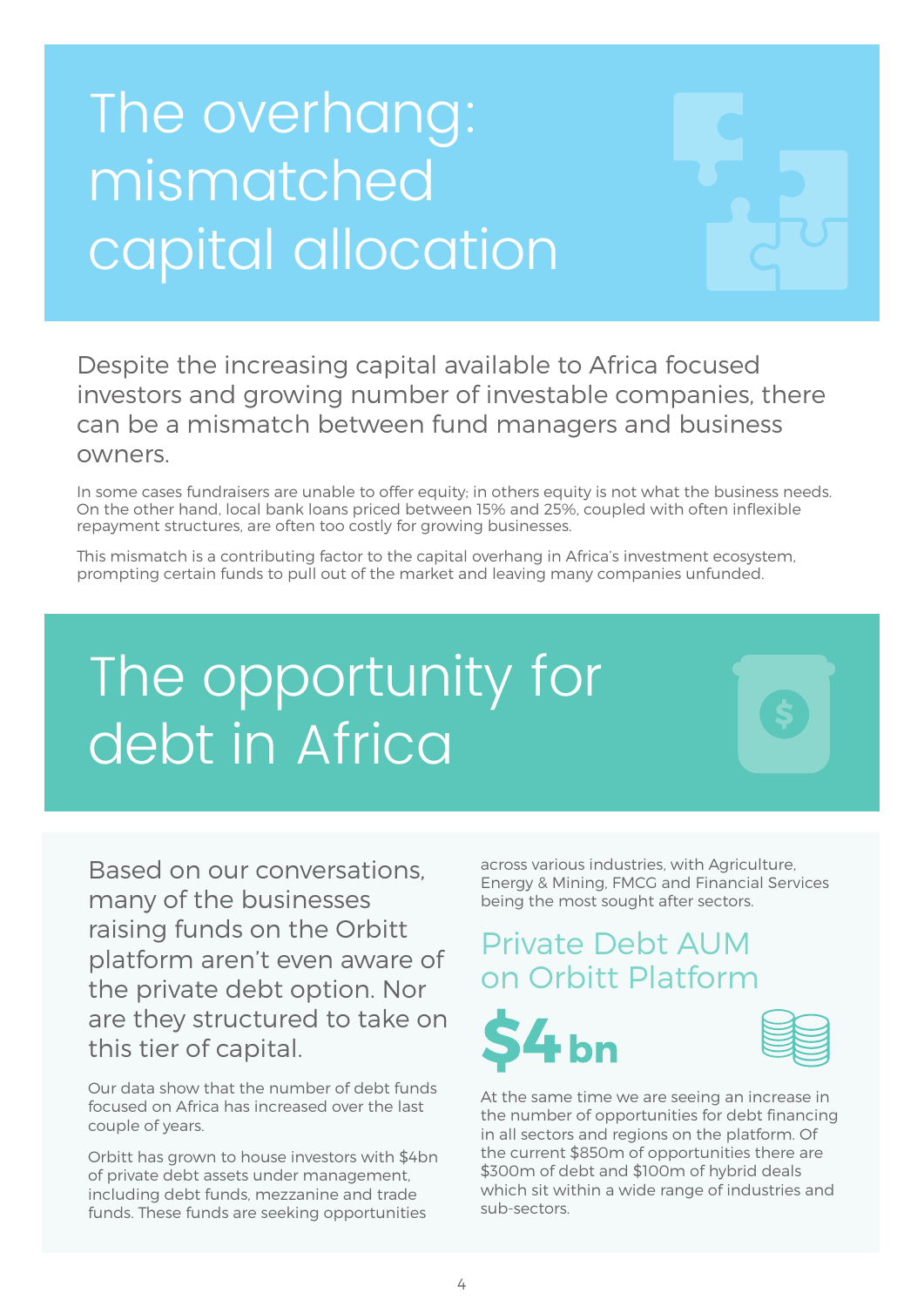# The overhang: mismatched capital allocation

Despite the increasing capital available to Africa focused investors and growing number of investable companies, there can be a mismatch between fund managers and business owners.

In some cases fundraisers are unable to offer equity; in others equity is not what the business needs. On the other hand, local bank loans priced between 15% and 25%, coupled with often inflexible repayment structures, are often too costly for growing businesses.

This mismatch is a contributing factor to the capital overhang in Africa's investment ecosystem, prompting certain funds to pull out of the market and leaving many companies unfunded.

# The opportunity for debt in Africa

Based on our conversations, many of the businesses raising funds on the Orbitt platform aren't even aware of the private debt option. Nor are they structured to take on this tier of capital.

Our data show that the number of debt funds focused on Africa has increased over the last couple of years.

Orbitt has grown to house investors with $4bn of private debt assets under management, including debt funds, mezzanine and trade funds. These funds are seeking opportunities across various industries, with Agriculture, Energy & Mining, FMCG and Financial Services being the most sought after sectors.

## Private Debt AUM on Orbitt Platform

**$4bn**

At the same time we are seeing an increase in the number of opportunities for debt financing in all sectors and regions on the platform. Of the current $850m of opportunities there are $300m of debt and $100m of hybrid deals which sit within a wide range of industries and sub-sectors.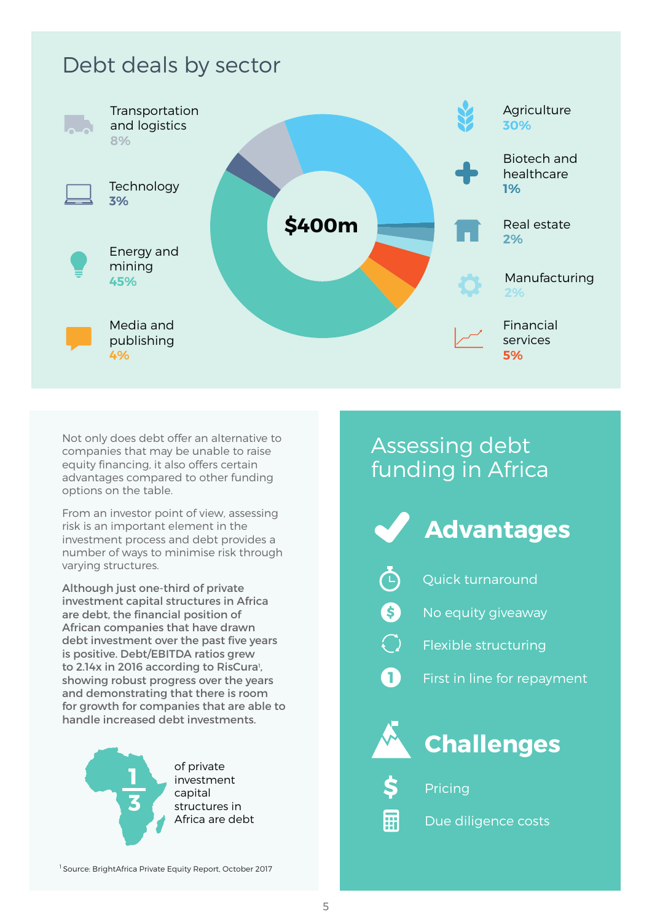## Debt deals by sector

**$400m**

- Transportation and logistics 8%
- Technology 3%
- Energy and mining 45%
- Media and publishing 4%
- Agriculture 30%
- Biotech and healthcare 1%
- Real estate 2%
- Manufacturing 2%
- Financial services 5%

Not only does debt offer an alternative to companies that may be unable to raise equity financing, it also offers certain advantages compared to other funding options on the table.

From an investor point of view, assessing risk is an important element in the investment process and debt provides a number of ways to minimise risk through varying structures.

**Although just one-third of private investment capital structures in Africa are debt, the financial position of African companies that have drawn debt investment over the past five years is positive. Debt/EBITDA ratios grew to 2.14x in 2016 according to RisCura[1], showing robust progress over the years and demonstrating that there is room for growth for companies that are able to handle increased debt investments.**

**1/3** of private investment capital structures in Africa are debt

[1] Source: BrightAfrica Private Equity Report, October 2017

## Assessing debt funding in Africa

### Advantages

- Quick turnaround
- No equity giveaway
- Flexible structuring
- First in line for repayment

### Challenges

- Pricing
- Due diligence costs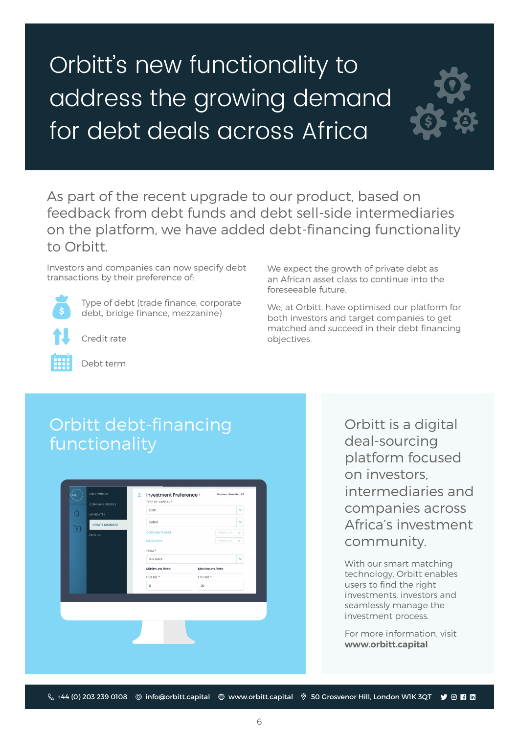# Orbitt's new functionality to address the growing demand for debt deals across Africa

As part of the recent upgrade to our product, based on feedback from debt funds and debt sell-side intermediaries on the platform, we have added debt-financing functionality to Orbitt.

Investors and companies can now specify debt transactions by their preference of:

- Type of debt (trade finance, corporate debt, bridge finance, mezzanine)
- Credit rate
- Debt term

We expect the growth of private debt as an African asset class to continue into the foreseeable future.

We, at Orbitt, have optimised our platform for both investors and target companies to get matched and succeed in their debt financing objectives.

## Orbitt debt-financing functionality

## Orbitt is a digital deal-sourcing platform focused on investors, intermediaries and companies across Africa's investment community.

With our smart matching technology, Orbitt enables users to find the right investments, investors and seamlessly manage the investment process.

For more information, visit **www.orbitt.capital**

+44 (0) 203 239 0108 | info@orbitt.capital | www.orbitt.capital | 50 Grosvenor Hill, London W1K 3QT